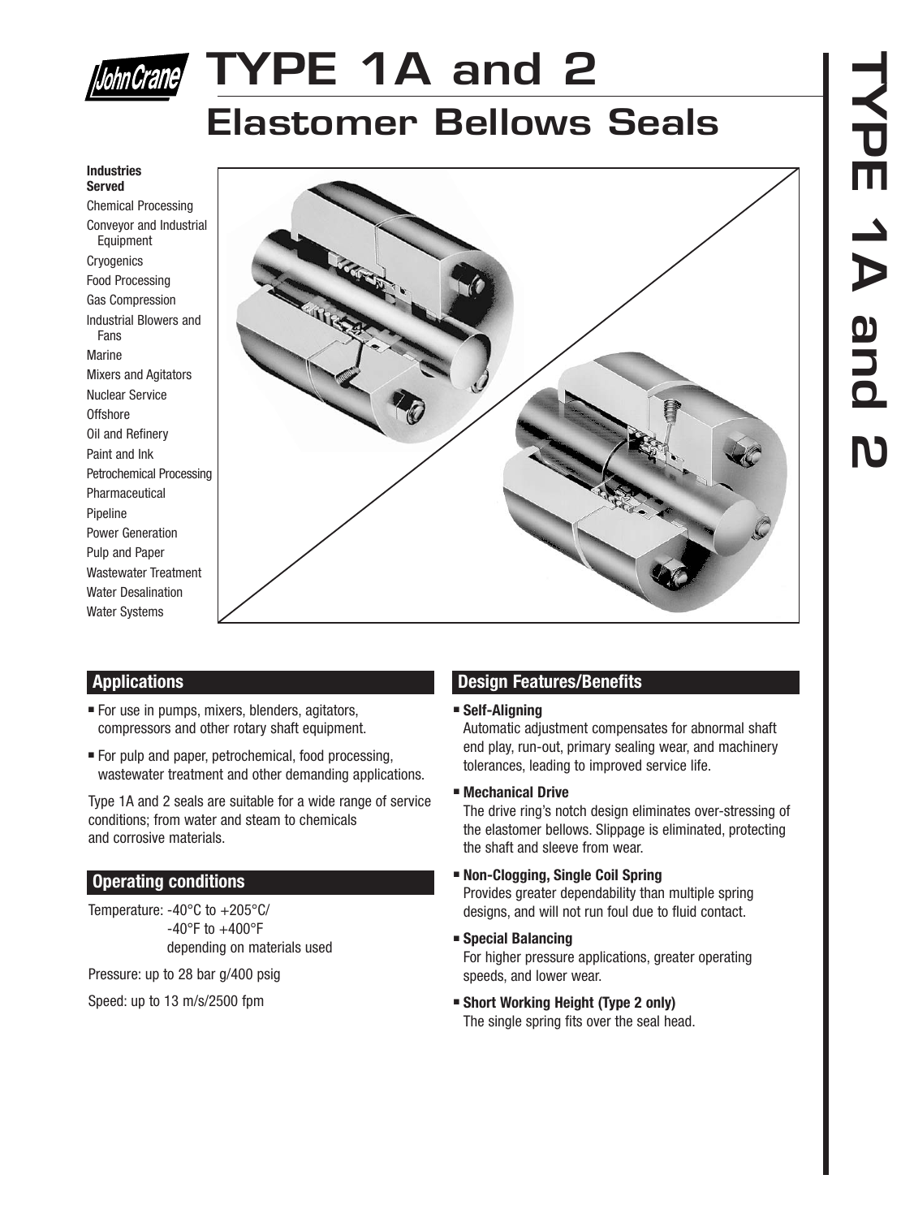# TYPE 1A and 2

## Elastomer Bellows Seals

**Industries Served**

Chemical Processing
Conveyor and Industrial Equipment
Cryogenics
Food Processing
Gas Compression
Industrial Blowers and Fans
Marine
Mixers and Agitators
Nuclear Service
Offshore
Oil and Refinery
Paint and Ink
Petrochemical Processing
Pharmaceutical
Pipeline
Power Generation
Pulp and Paper
Wastewater Treatment
Water Desalination
Water Systems

### Applications

- For use in pumps, mixers, blenders, agitators, compressors and other rotary shaft equipment.
- For pulp and paper, petrochemical, food processing, wastewater treatment and other demanding applications.

Type 1A and 2 seals are suitable for a wide range of service conditions; from water and steam to chemicals and corrosive materials.

### Operating conditions

Temperature: -40°C to +205°C/
-40°F to +400°F
depending on materials used

Pressure: up to 28 bar g/400 psig

Speed: up to 13 m/s/2500 fpm

### Design Features/Benefits

- **Self-Aligning**
  Automatic adjustment compensates for abnormal shaft end play, run-out, primary sealing wear, and machinery tolerances, leading to improved service life.
- **Mechanical Drive**
  The drive ring's notch design eliminates over-stressing of the elastomer bellows. Slippage is eliminated, protecting the shaft and sleeve from wear.
- **Non-Clogging, Single Coil Spring**
  Provides greater dependability than multiple spring designs, and will not run foul due to fluid contact.
- **Special Balancing**
  For higher pressure applications, greater operating speeds, and lower wear.
- **Short Working Height (Type 2 only)**
  The single spring fits over the seal head.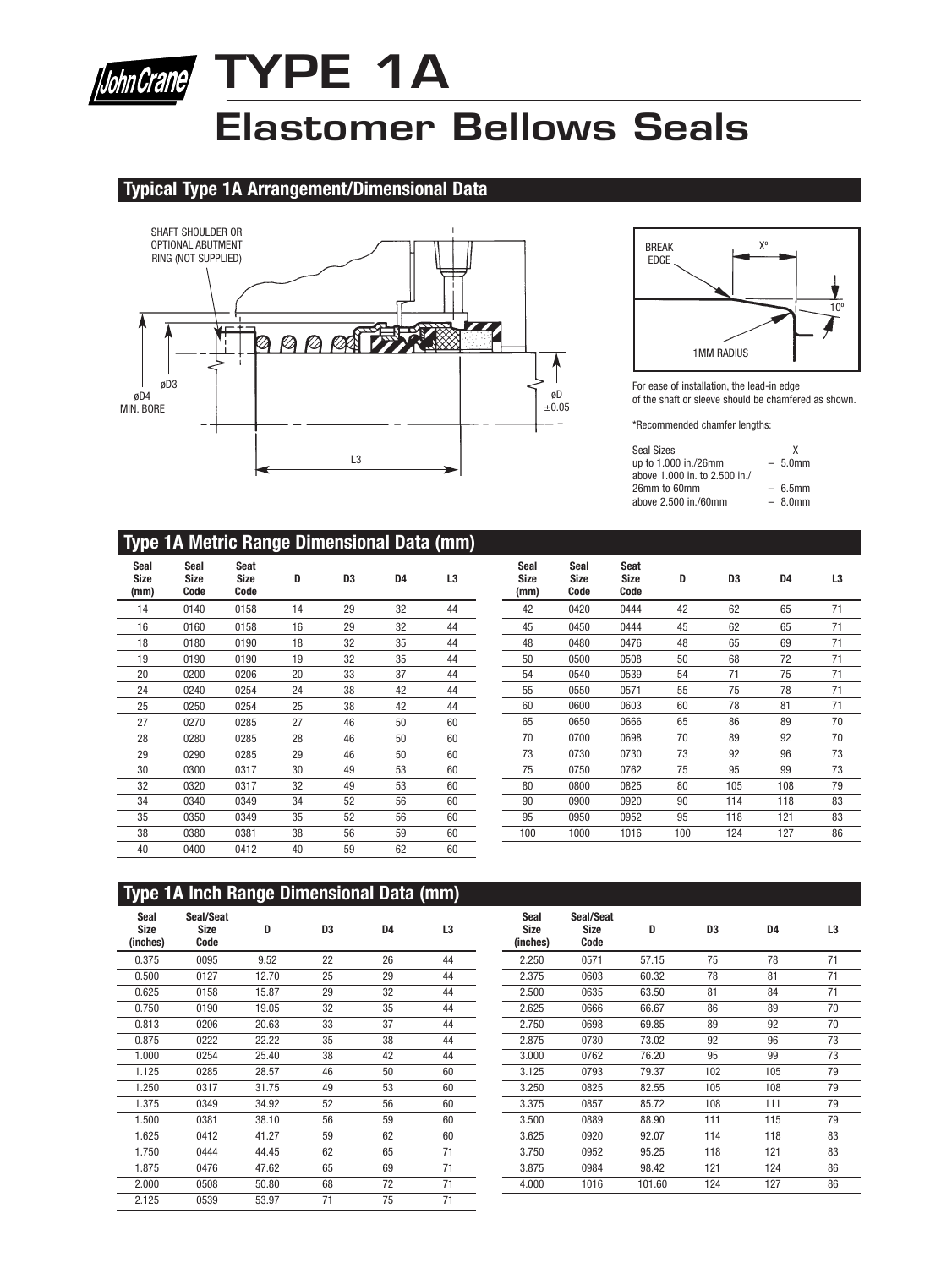# TYPE 1A

# Elastomer Bellows Seals

## Typical Type 1A Arrangement/Dimensional Data

SHAFT SHOULDER OR OPTIONAL ABUTMENT RING (NOT SUPPLIED)

øD3

øD4 MIN. BORE

L3

øD ±0.05

BREAK EDGE

X°

10°

1MM RADIUS

For ease of installation, the lead-in edge of the shaft or sleeve should be chamfered as shown.

*Recommended chamfer lengths:

| Seal Sizes | X |
|---|---|
| up to 1.000 in./26mm | – 5.0mm |
| above 1.000 in. to 2.500 in./ 26mm to 60mm | – 6.5mm |
| above 2.500 in./60mm | – 8.0mm |

## Type 1A Metric Range Dimensional Data (mm)

| Seal Size (mm) | Seal Size Code | Seat Size Code | D | D3 | D4 | L3 |
|---|---|---|---|---|---|---|
| 14 | 0140 | 0158 | 14 | 29 | 32 | 44 |
| 16 | 0160 | 0158 | 16 | 29 | 32 | 44 |
| 18 | 0180 | 0190 | 18 | 32 | 35 | 44 |
| 19 | 0190 | 0190 | 19 | 32 | 35 | 44 |
| 20 | 0200 | 0206 | 20 | 33 | 37 | 44 |
| 24 | 0240 | 0254 | 24 | 38 | 42 | 44 |
| 25 | 0250 | 0254 | 25 | 38 | 42 | 44 |
| 27 | 0270 | 0285 | 27 | 46 | 50 | 60 |
| 28 | 0280 | 0285 | 28 | 46 | 50 | 60 |
| 29 | 0290 | 0285 | 29 | 46 | 50 | 60 |
| 30 | 0300 | 0317 | 30 | 49 | 53 | 60 |
| 32 | 0320 | 0317 | 32 | 49 | 53 | 60 |
| 34 | 0340 | 0349 | 34 | 52 | 56 | 60 |
| 35 | 0350 | 0349 | 35 | 52 | 56 | 60 |
| 38 | 0380 | 0381 | 38 | 56 | 59 | 60 |
| 40 | 0400 | 0412 | 40 | 59 | 62 | 60 |
| 42 | 0420 | 0444 | 42 | 62 | 65 | 71 |
| 45 | 0450 | 0444 | 45 | 62 | 65 | 71 |
| 48 | 0480 | 0476 | 48 | 65 | 69 | 71 |
| 50 | 0500 | 0508 | 50 | 68 | 72 | 71 |
| 54 | 0540 | 0539 | 54 | 71 | 75 | 71 |
| 55 | 0550 | 0571 | 55 | 75 | 78 | 71 |
| 60 | 0600 | 0603 | 60 | 78 | 81 | 71 |
| 65 | 0650 | 0666 | 65 | 86 | 89 | 70 |
| 70 | 0700 | 0698 | 70 | 89 | 92 | 70 |
| 73 | 0730 | 0730 | 73 | 92 | 96 | 73 |
| 75 | 0750 | 0762 | 75 | 95 | 99 | 73 |
| 80 | 0800 | 0825 | 80 | 105 | 108 | 79 |
| 90 | 0900 | 0920 | 90 | 114 | 118 | 83 |
| 95 | 0950 | 0952 | 95 | 118 | 121 | 83 |
| 100 | 1000 | 1016 | 100 | 124 | 127 | 86 |

## Type 1A Inch Range Dimensional Data (mm)

| Seal Size (inches) | Seal/Seat Size Code | D | D3 | D4 | L3 |
|---|---|---|---|---|---|
| 0.375 | 0095 | 9.52 | 22 | 26 | 44 |
| 0.500 | 0127 | 12.70 | 25 | 29 | 44 |
| 0.625 | 0158 | 15.87 | 29 | 32 | 44 |
| 0.750 | 0190 | 19.05 | 32 | 35 | 44 |
| 0.813 | 0206 | 20.63 | 33 | 37 | 44 |
| 0.875 | 0222 | 22.22 | 35 | 38 | 44 |
| 1.000 | 0254 | 25.40 | 38 | 42 | 44 |
| 1.125 | 0285 | 28.57 | 46 | 50 | 60 |
| 1.250 | 0317 | 31.75 | 49 | 53 | 60 |
| 1.375 | 0349 | 34.92 | 52 | 56 | 60 |
| 1.500 | 0381 | 38.10 | 56 | 59 | 60 |
| 1.625 | 0412 | 41.27 | 59 | 62 | 60 |
| 1.750 | 0444 | 44.45 | 62 | 65 | 71 |
| 1.875 | 0476 | 47.62 | 65 | 69 | 71 |
| 2.000 | 0508 | 50.80 | 68 | 72 | 71 |
| 2.125 | 0539 | 53.97 | 71 | 75 | 71 |
| 2.250 | 0571 | 57.15 | 75 | 78 | 71 |
| 2.375 | 0603 | 60.32 | 78 | 81 | 71 |
| 2.500 | 0635 | 63.50 | 81 | 84 | 71 |
| 2.625 | 0666 | 66.67 | 86 | 89 | 70 |
| 2.750 | 0698 | 69.85 | 89 | 92 | 70 |
| 2.875 | 0730 | 73.02 | 92 | 96 | 73 |
| 3.000 | 0762 | 76.20 | 95 | 99 | 73 |
| 3.125 | 0793 | 79.37 | 102 | 105 | 79 |
| 3.250 | 0825 | 82.55 | 105 | 108 | 79 |
| 3.375 | 0857 | 85.72 | 108 | 111 | 79 |
| 3.500 | 0889 | 88.90 | 111 | 115 | 79 |
| 3.625 | 0920 | 92.07 | 114 | 118 | 83 |
| 3.750 | 0952 | 95.25 | 118 | 121 | 83 |
| 3.875 | 0984 | 98.42 | 121 | 124 | 86 |
| 4.000 | 1016 | 101.60 | 124 | 127 | 86 |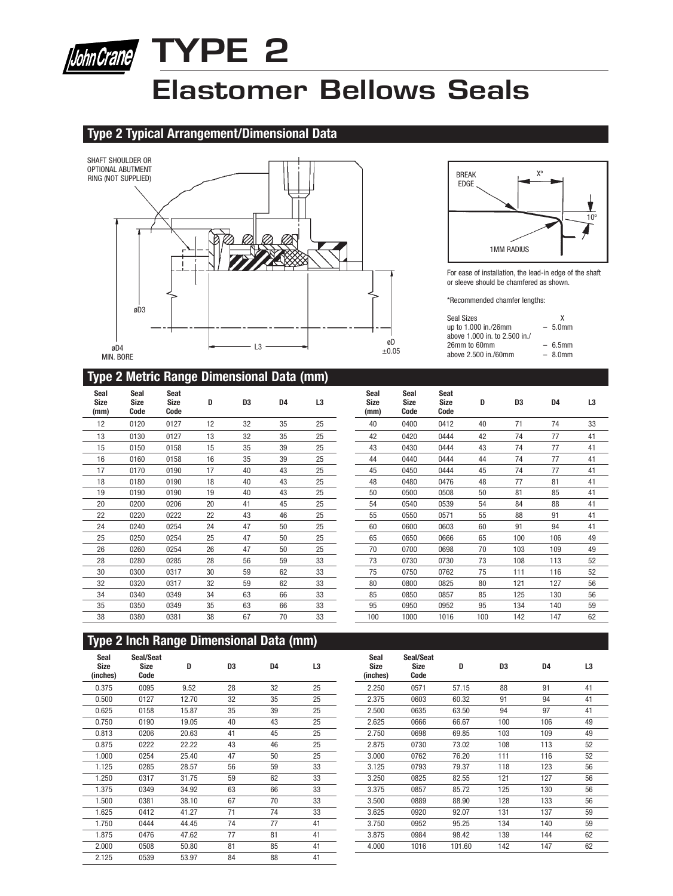# TYPE 2

# Elastomer Bellows Seals

## Type 2 Typical Arrangement/Dimensional Data

SHAFT SHOULDER OR OPTIONAL ABUTMENT RING (NOT SUPPLIED)

øD3

øD4 MIN. BORE

L3

øD ±0.05

BREAK EDGE

X°

10°

1MM RADIUS

For ease of installation, the lead-in edge of the shaft or sleeve should be chamfered as shown.

*Recommended chamfer lengths:

| Seal Sizes | X |
|---|---|
| up to 1.000 in./26mm | – 5.0mm |
| above 1.000 in. to 2.500 in./ 26mm to 60mm | – 6.5mm |
| above 2.500 in./60mm | – 8.0mm |

## Type 2 Metric Range Dimensional Data (mm)

| Seal Size (mm) | Seal Size Code | Seat Size Code | D | D3 | D4 | L3 |
|---|---|---|---|---|---|---|
| 12 | 0120 | 0127 | 12 | 32 | 35 | 25 |
| 13 | 0130 | 0127 | 13 | 32 | 35 | 25 |
| 15 | 0150 | 0158 | 15 | 35 | 39 | 25 |
| 16 | 0160 | 0158 | 16 | 35 | 39 | 25 |
| 17 | 0170 | 0190 | 17 | 40 | 43 | 25 |
| 18 | 0180 | 0190 | 18 | 40 | 43 | 25 |
| 19 | 0190 | 0190 | 19 | 40 | 43 | 25 |
| 20 | 0200 | 0206 | 20 | 41 | 45 | 25 |
| 22 | 0220 | 0222 | 22 | 43 | 46 | 25 |
| 24 | 0240 | 0254 | 24 | 47 | 50 | 25 |
| 25 | 0250 | 0254 | 25 | 47 | 50 | 25 |
| 26 | 0260 | 0254 | 26 | 47 | 50 | 25 |
| 28 | 0280 | 0285 | 28 | 56 | 59 | 33 |
| 30 | 0300 | 0317 | 30 | 59 | 62 | 33 |
| 32 | 0320 | 0317 | 32 | 59 | 62 | 33 |
| 34 | 0340 | 0349 | 34 | 63 | 66 | 33 |
| 35 | 0350 | 0349 | 35 | 63 | 66 | 33 |
| 38 | 0380 | 0381 | 38 | 67 | 70 | 33 |
| 40 | 0400 | 0412 | 40 | 71 | 74 | 33 |
| 42 | 0420 | 0444 | 42 | 74 | 77 | 41 |
| 43 | 0430 | 0444 | 43 | 74 | 77 | 41 |
| 44 | 0440 | 0444 | 44 | 74 | 77 | 41 |
| 45 | 0450 | 0444 | 45 | 74 | 77 | 41 |
| 48 | 0480 | 0476 | 48 | 77 | 81 | 41 |
| 50 | 0500 | 0508 | 50 | 81 | 85 | 41 |
| 54 | 0540 | 0539 | 54 | 84 | 88 | 41 |
| 55 | 0550 | 0571 | 55 | 88 | 91 | 41 |
| 60 | 0600 | 0603 | 60 | 91 | 94 | 41 |
| 65 | 0650 | 0666 | 65 | 100 | 106 | 49 |
| 70 | 0700 | 0698 | 70 | 103 | 109 | 49 |
| 73 | 0730 | 0730 | 73 | 108 | 113 | 52 |
| 75 | 0750 | 0762 | 75 | 111 | 116 | 52 |
| 80 | 0800 | 0825 | 80 | 121 | 127 | 56 |
| 85 | 0850 | 0857 | 85 | 125 | 130 | 56 |
| 95 | 0950 | 0952 | 95 | 134 | 140 | 59 |
| 100 | 1000 | 1016 | 100 | 142 | 147 | 62 |

## Type 2 Inch Range Dimensional Data (mm)

| Seal Size (inches) | Seal/Seat Size Code | D | D3 | D4 | L3 |
|---|---|---|---|---|---|
| 0.375 | 0095 | 9.52 | 28 | 32 | 25 |
| 0.500 | 0127 | 12.70 | 32 | 35 | 25 |
| 0.625 | 0158 | 15.87 | 35 | 39 | 25 |
| 0.750 | 0190 | 19.05 | 40 | 43 | 25 |
| 0.813 | 0206 | 20.63 | 41 | 45 | 25 |
| 0.875 | 0222 | 22.22 | 43 | 46 | 25 |
| 1.000 | 0254 | 25.40 | 47 | 50 | 25 |
| 1.125 | 0285 | 28.57 | 56 | 59 | 33 |
| 1.250 | 0317 | 31.75 | 59 | 62 | 33 |
| 1.375 | 0349 | 34.92 | 63 | 66 | 33 |
| 1.500 | 0381 | 38.10 | 67 | 70 | 33 |
| 1.625 | 0412 | 41.27 | 71 | 74 | 33 |
| 1.750 | 0444 | 44.45 | 74 | 77 | 41 |
| 1.875 | 0476 | 47.62 | 77 | 81 | 41 |
| 2.000 | 0508 | 50.80 | 81 | 85 | 41 |
| 2.125 | 0539 | 53.97 | 84 | 88 | 41 |
| 2.250 | 0571 | 57.15 | 88 | 91 | 41 |
| 2.375 | 0603 | 60.32 | 91 | 94 | 41 |
| 2.500 | 0635 | 63.50 | 94 | 97 | 41 |
| 2.625 | 0666 | 66.67 | 100 | 106 | 49 |
| 2.750 | 0698 | 69.85 | 103 | 109 | 49 |
| 2.875 | 0730 | 73.02 | 108 | 113 | 52 |
| 3.000 | 0762 | 76.20 | 111 | 116 | 52 |
| 3.125 | 0793 | 79.37 | 118 | 123 | 56 |
| 3.250 | 0825 | 82.55 | 121 | 127 | 56 |
| 3.375 | 0857 | 85.72 | 125 | 130 | 56 |
| 3.500 | 0889 | 88.90 | 128 | 133 | 56 |
| 3.625 | 0920 | 92.07 | 131 | 137 | 59 |
| 3.750 | 0952 | 95.25 | 134 | 140 | 59 |
| 3.875 | 0984 | 98.42 | 139 | 144 | 62 |
| 4.000 | 1016 | 101.60 | 142 | 147 | 62 |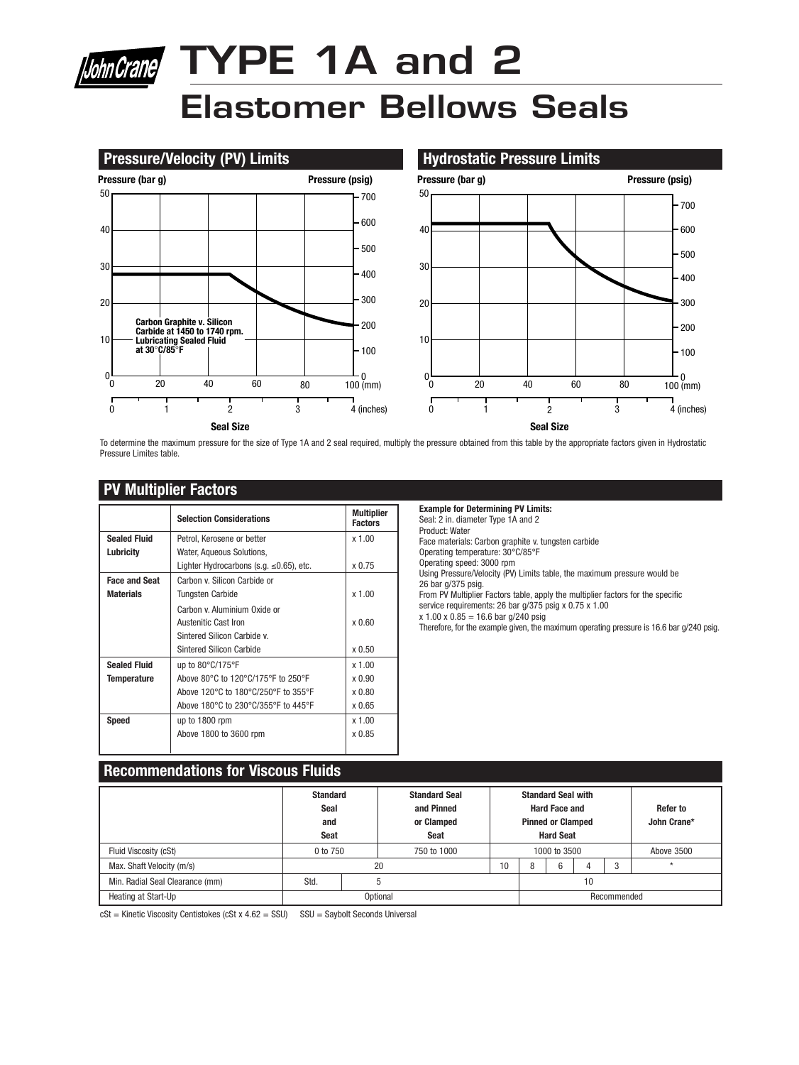# TYPE 1A and 2

# Elastomer Bellows Seals

## Pressure/Velocity (PV) Limits

Pressure (bar g) | Pressure (psig)

Carbon Graphite v. Silicon Carbide at 1450 to 1740 rpm. Lubricating Sealed Fluid at 30°C/85°F

Seal Size: 0, 20, 40, 60, 80, 100 (mm); 0, 1, 2, 3, 4 (inches)

## Hydrostatic Pressure Limits

Pressure (bar g) | Pressure (psig)

Seal Size: 0, 20, 40, 60, 80, 100 (mm); 0, 1, 2, 3, 4 (inches)

To determine the maximum pressure for the size of Type 1A and 2 seal required, multiply the pressure obtained from this table by the appropriate factors given in Hydrostatic Pressure Limites table.

## PV Multiplier Factors

| | Selection Considerations | Multiplier Factors |
|---|---|---|
| **Sealed Fluid Lubricity** | Petrol, Kerosene or better | x 1.00 |
| | Water, Aqueous Solutions, Lighter Hydrocarbons (s.g. ≤0.65), etc. | x 0.75 |
| **Face and Seat Materials** | Carbon v. Silicon Carbide or Tungsten Carbide | x 1.00 |
| | Carbon v. Aluminium Oxide or Austenitic Cast Iron | x 0.60 |
| | Sintered Silicon Carbide v. Sintered Silicon Carbide | x 0.50 |
| **Sealed Fluid Temperature** | up to 80°C/175°F | x 1.00 |
| | Above 80°C to 120°C/175°F to 250°F | x 0.90 |
| | Above 120°C to 180°C/250°F to 355°F | x 0.80 |
| | Above 180°C to 230°C/355°F to 445°F | x 0.65 |
| **Speed** | up to 1800 rpm | x 1.00 |
| | Above 1800 to 3600 rpm | x 0.85 |

**Example for Determining PV Limits:**
Seal: 2 in. diameter Type 1A and 2
Product: Water
Face materials: Carbon graphite v. tungsten carbide
Operating temperature: 30°C/85°F
Operating speed: 3000 rpm
Using Pressure/Velocity (PV) Limits table, the maximum pressure would be 26 bar g/375 psig.
From PV Multiplier Factors table, apply the multiplier factors for the specific service requirements: 26 bar g/375 psig x 0.75 x 1.00 x 1.00 x 0.85 = 16.6 bar g/240 psig
Therefore, for the example given, the maximum operating pressure is 16.6 bar g/240 psig.

## Recommendations for Viscous Fluids

| | Standard Seal and Seat | | Standard Seal and Pinned or Clamped Seat | Standard Seal with Hard Face and Pinned or Clamped Hard Seat | | | | | Refer to John Crane* |
|---|---|---|---|---|---|---|---|---|---|
| Fluid Viscosity (cSt) | 0 to 750 | | 750 to 1000 | 1000 to 3500 | | | | | Above 3500 |
| Max. Shaft Velocity (m/s) | 20 | | | 10 | 8 | 6 | 4 | 3 | * |
| Min. Radial Seal Clearance (mm) | Std. | 5 | | | 10 | | | | |
| Heating at Start-Up | Optional | | | | Recommended | | | | |

cSt = Kinetic Viscosity Centistokes (cSt x 4.62 = SSU) SSU = Saybolt Seconds Universal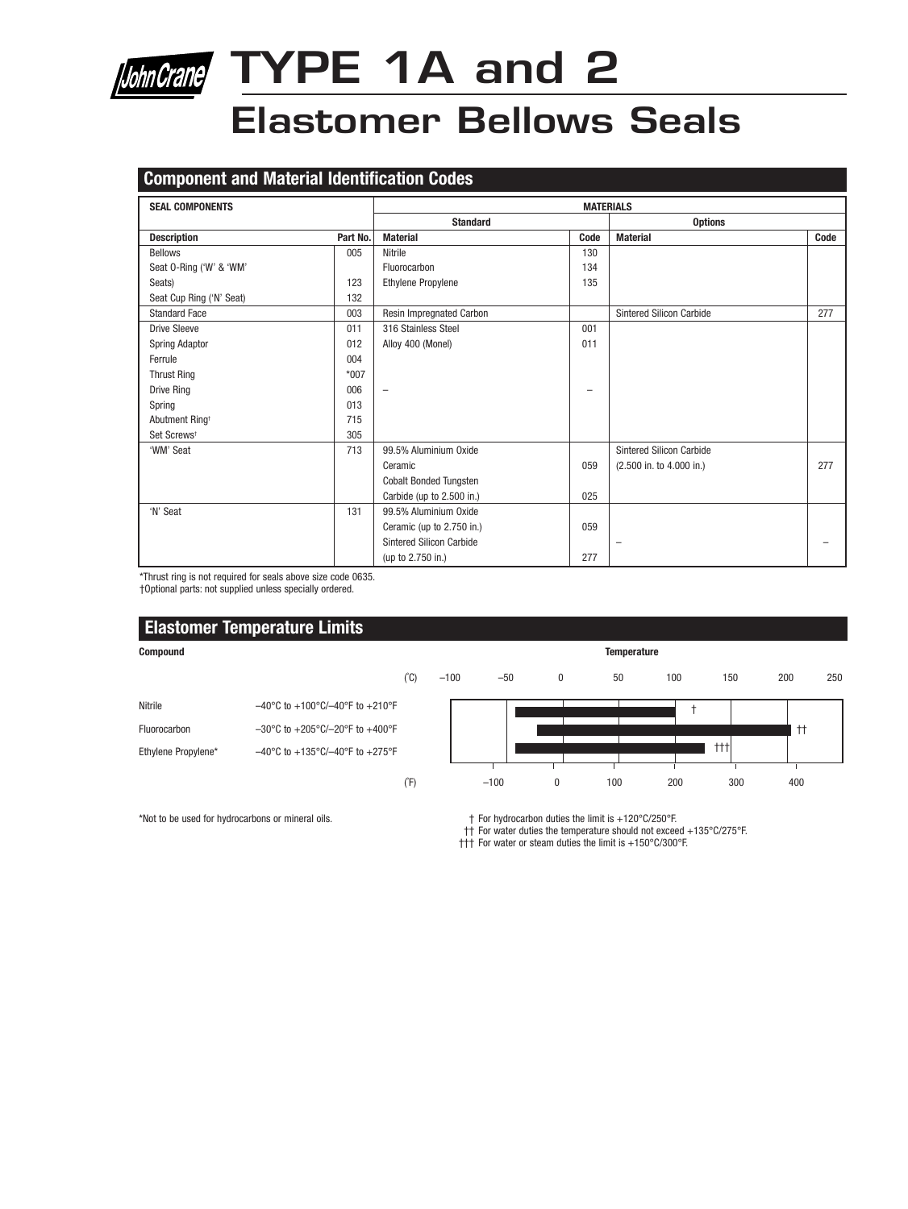# TYPE 1A and 2

# Elastomer Bellows Seals

## Component and Material Identification Codes

| SEAL COMPONENTS | | MATERIALS | | | |
|---|---|---|---|---|---|
| | | Standard | | Options | |
| **Description** | **Part No.** | **Material** | **Code** | **Material** | **Code** |
| Bellows | 005 | Nitrile | 130 | | |
| Seat O-Ring ('W' & 'WM' Seats) | 123 | Fluorocarbon | 134 | | |
| | | Ethylene Propylene | 135 | | |
| Seat Cup Ring ('N' Seat) | 132 | | | | |
| Standard Face | 003 | Resin Impregnated Carbon | | Sintered Silicon Carbide | 277 |
| Drive Sleeve | 011 | 316 Stainless Steel | 001 | | |
| Spring Adaptor | 012 | Alloy 400 (Monel) | 011 | | |
| Ferrule | 004 | | | | |
| Thrust Ring | *007 | | | | |
| Drive Ring | 006 | – | – | | |
| Spring | 013 | | | | |
| Abutment Ring† | 715 | | | | |
| Set Screws† | 305 | | | | |
| 'WM' Seat | 713 | 99.5% Aluminium Oxide Ceramic | 059 | Sintered Silicon Carbide (2.500 in. to 4.000 in.) | 277 |
| | | Cobalt Bonded Tungsten Carbide (up to 2.500 in.) | 025 | | |
| 'N' Seat | 131 | 99.5% Aluminium Oxide Ceramic (up to 2.750 in.) | 059 | – | – |
| | | Sintered Silicon Carbide (up to 2.750 in.) | 277 | | |

*Thrust ring is not required for seals above size code 0635.
†Optional parts: not supplied unless specially ordered.

## Elastomer Temperature Limits

| Compound | Temperature |
|---|---|
| Nitrile | –40°C to +100°C/–40°F to +210°F † |
| Fluorocarbon | –30°C to +205°C/–20°F to +400°F †† |
| Ethylene Propylene* | –40°C to +135°C/–40°F to +275°F ††† |

*Not to be used for hydrocarbons or mineral oils.

† For hydrocarbon duties the limit is +120°C/250°F.
†† For water duties the temperature should not exceed +135°C/275°F.
††† For water or steam duties the limit is +150°C/300°F.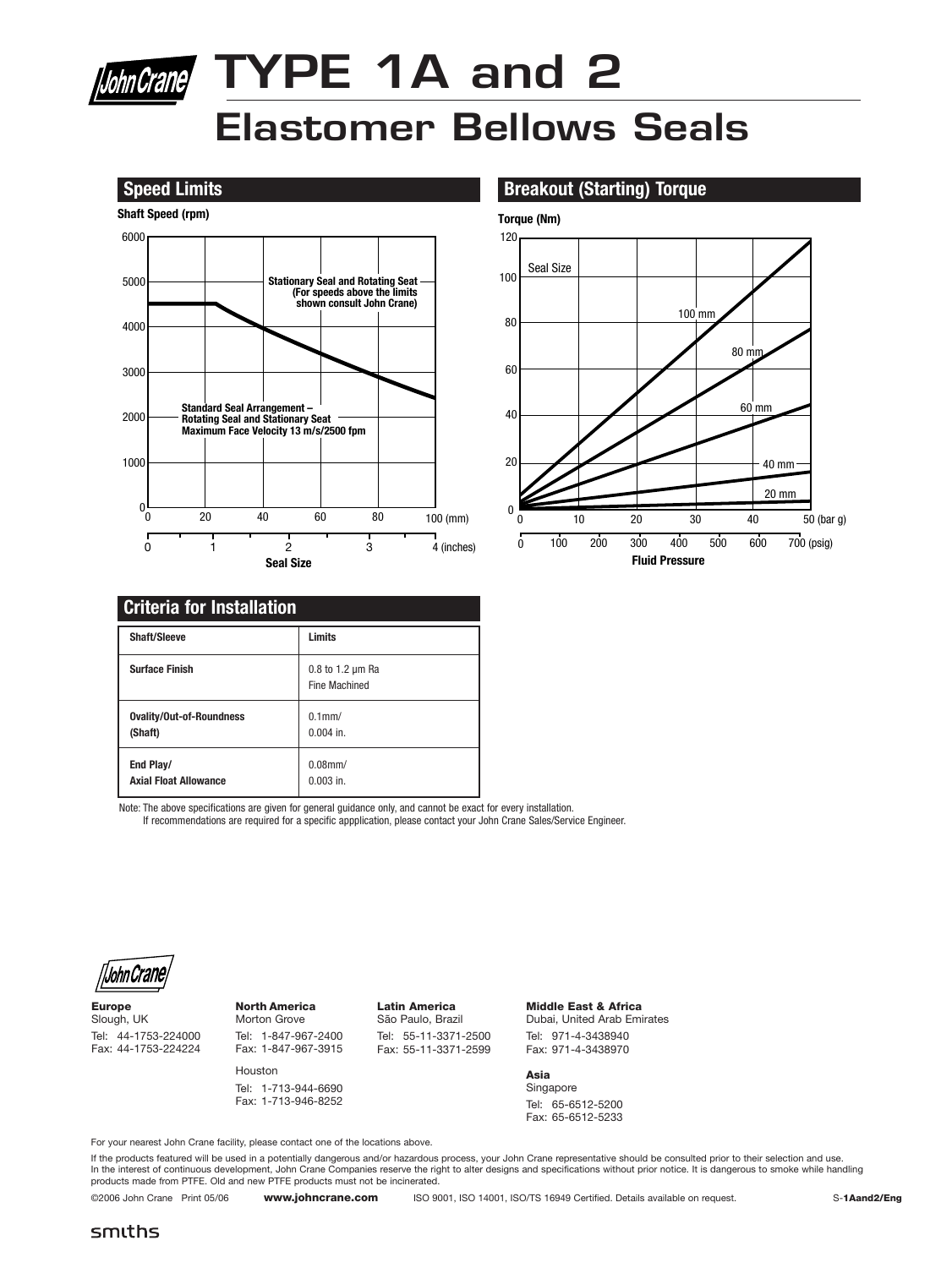# TYPE 1A and 2

## Elastomer Bellows Seals

### Speed Limits

Shaft Speed (rpm)

6000
5000
4000
3000
2000
1000
0

Stationary Seal and Rotating Seat (For speeds above the limits shown consult John Crane)

Standard Seal Arrangement – Rotating Seal and Stationary Seat Maximum Face Velocity 13 m/s/2500 fpm

0 20 40 60 80 100 (mm)

0 1 2 3 4 (inches)

Seal Size

### Breakout (Starting) Torque

Torque (Nm)

120
100
80
60
40
20
0

Seal Size

100 mm
80 mm
60 mm
40 mm
20 mm

0 10 20 30 40 50 (bar g)

0 100 200 300 400 500 600 700 (psig)

Fluid Pressure

### Criteria for Installation

| Shaft/Sleeve | Limits |
|---|---|
| Surface Finish | 0.8 to 1.2 µm Ra<br>Fine Machined |
| Ovality/Out-of-Roundness (Shaft) | 0.1mm/<br>0.004 in. |
| End Play/<br>Axial Float Allowance | 0.08mm/<br>0.003 in. |

Note: The above specifications are given for general guidance only, and cannot be exact for every installation.
If recommendations are required for a specific appplication, please contact your John Crane Sales/Service Engineer.

**Europe**
Slough, UK
Tel: 44-1753-224000
Fax: 44-1753-224224

**North America**
Morton Grove
Tel: 1-847-967-2400
Fax: 1-847-967-3915

Houston
Tel: 1-713-944-6690
Fax: 1-713-946-8252

**Latin America**
São Paulo, Brazil
Tel: 55-11-3371-2500
Fax: 55-11-3371-2599

**Middle East & Africa**
Dubai, United Arab Emirates
Tel: 971-4-3438940
Fax: 971-4-3438970

**Asia**
Singapore
Tel: 65-6512-5200
Fax: 65-6512-5233

For your nearest John Crane facility, please contact one of the locations above.

If the products featured will be used in a potentially dangerous and/or hazardous process, your John Crane representative should be consulted prior to their selection and use.
In the interest of continuous development, John Crane Companies reserve the right to alter designs and specifications without prior notice. It is dangerous to smoke while handling products made from PTFE. Old and new PTFE products must not be incinerated.

©2006 John Crane Print 05/06 **www.johncrane.com** ISO 9001, ISO 14001, ISO/TS 16949 Certified. Details available on request. S-**1Aand2/Eng**

smiths